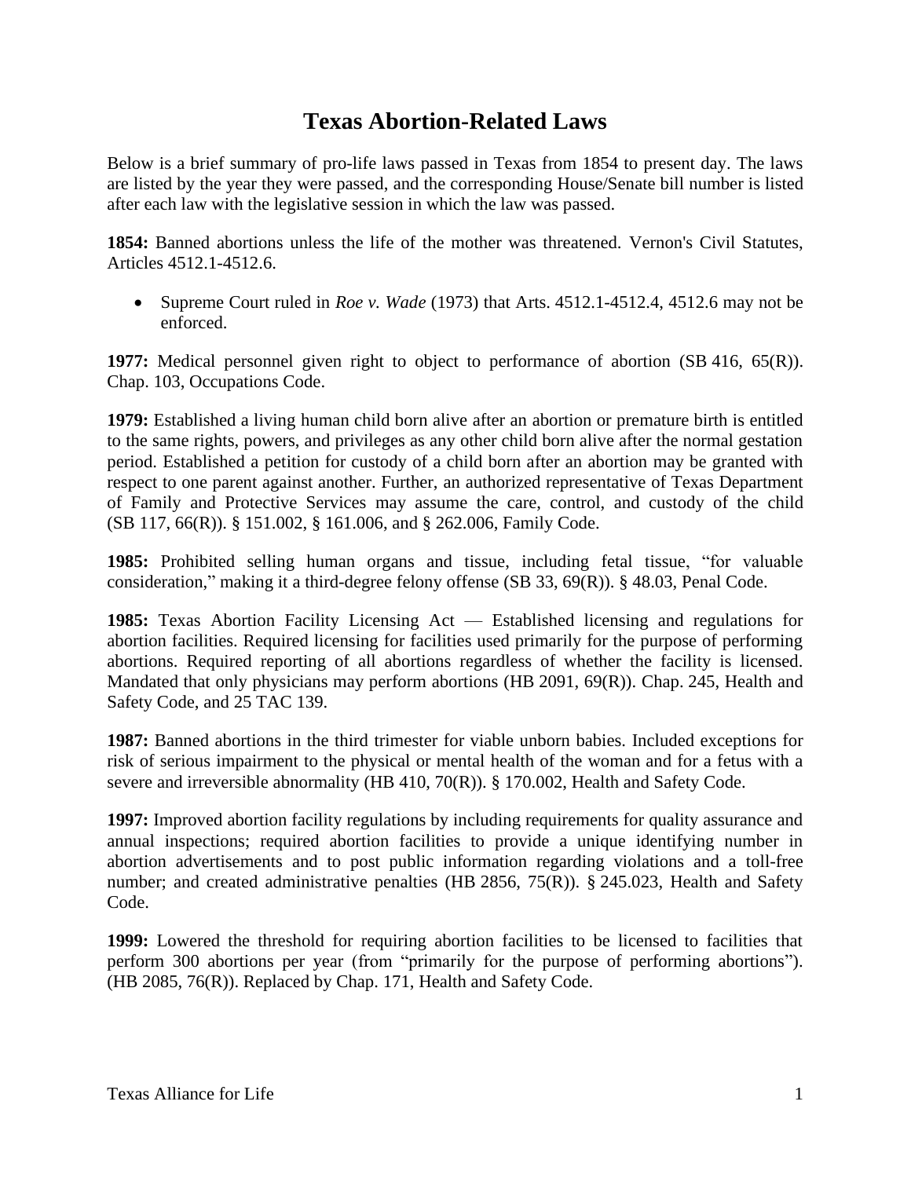# Texas Abortion-Related Laws

Below is a brief summary of pro-life laws passed in Texas from 1854 to present day. The laws are listed by the year they were passed, and the corresponding House/Senate bill number is listed after each law with the legislative session in which the law was passed.

**1854:** Banned abortions unless the life of the mother was threatened. Vernon's Civil Statutes, Articles 4512.1-4512.6.

- Supreme Court ruled in *Roe v. Wade* (1973) that Arts. 4512.1-4512.4, 4512.6 may not be enforced.

**1977:** Medical personnel given right to object to performance of abortion (SB 416, 65(R)). Chap. 103, Occupations Code.

**1979:** Established a living human child born alive after an abortion or premature birth is entitled to the same rights, powers, and privileges as any other child born alive after the normal gestation period. Established a petition for custody of a child born after an abortion may be granted with respect to one parent against another. Further, an authorized representative of Texas Department of Family and Protective Services may assume the care, control, and custody of the child (SB 117, 66(R)). § 151.002, § 161.006, and § 262.006, Family Code.

**1985:** Prohibited selling human organs and tissue, including fetal tissue, "for valuable consideration," making it a third-degree felony offense (SB 33, 69(R)). § 48.03, Penal Code.

**1985:** Texas Abortion Facility Licensing Act — Established licensing and regulations for abortion facilities. Required licensing for facilities used primarily for the purpose of performing abortions. Required reporting of all abortions regardless of whether the facility is licensed. Mandated that only physicians may perform abortions (HB 2091, 69(R)). Chap. 245, Health and Safety Code, and 25 TAC 139.

**1987:** Banned abortions in the third trimester for viable unborn babies. Included exceptions for risk of serious impairment to the physical or mental health of the woman and for a fetus with a severe and irreversible abnormality (HB 410, 70(R)). § 170.002, Health and Safety Code.

**1997:** Improved abortion facility regulations by including requirements for quality assurance and annual inspections; required abortion facilities to provide a unique identifying number in abortion advertisements and to post public information regarding violations and a toll-free number; and created administrative penalties (HB 2856, 75(R)). § 245.023, Health and Safety Code.

**1999:** Lowered the threshold for requiring abortion facilities to be licensed to facilities that perform 300 abortions per year (from "primarily for the purpose of performing abortions"). (HB 2085, 76(R)). Replaced by Chap. 171, Health and Safety Code.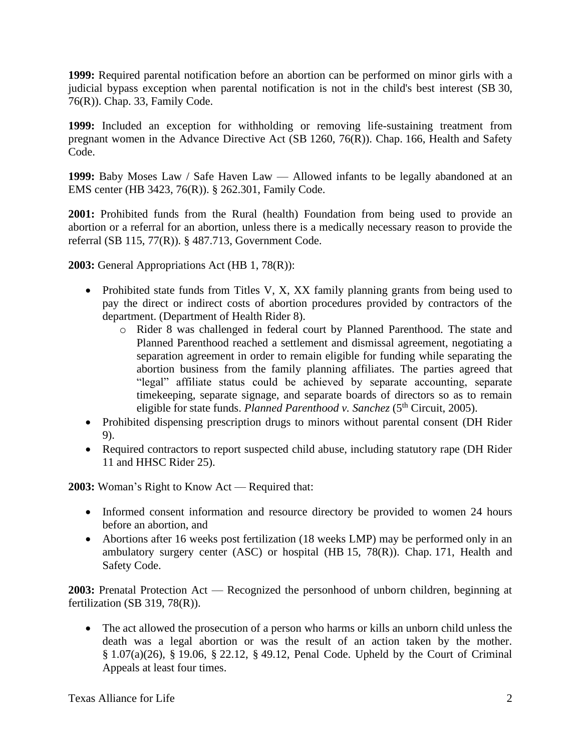**1999:** Required parental notification before an abortion can be performed on minor girls with a judicial bypass exception when parental notification is not in the child's best interest (SB 30, 76(R)). Chap. 33, Family Code.

**1999:** Included an exception for withholding or removing life-sustaining treatment from pregnant women in the Advance Directive Act (SB 1260, 76(R)). Chap. 166, Health and Safety Code.

**1999:** Baby Moses Law / Safe Haven Law — Allowed infants to be legally abandoned at an EMS center (HB 3423, 76(R)). § 262.301, Family Code.

**2001:** Prohibited funds from the Rural (health) Foundation from being used to provide an abortion or a referral for an abortion, unless there is a medically necessary reason to provide the referral (SB 115, 77(R)). § 487.713, Government Code.

**2003:** General Appropriations Act (HB 1, 78(R)):

- Prohibited state funds from Titles V, X, XX family planning grants from being used to pay the direct or indirect costs of abortion procedures provided by contractors of the department. (Department of Health Rider 8).
    - Rider 8 was challenged in federal court by Planned Parenthood. The state and Planned Parenthood reached a settlement and dismissal agreement, negotiating a separation agreement in order to remain eligible for funding while separating the abortion business from the family planning affiliates. The parties agreed that "legal" affiliate status could be achieved by separate accounting, separate timekeeping, separate signage, and separate boards of directors so as to remain eligible for state funds. *Planned Parenthood v. Sanchez* (5th Circuit, 2005).
- Prohibited dispensing prescription drugs to minors without parental consent (DH Rider 9).
- Required contractors to report suspected child abuse, including statutory rape (DH Rider 11 and HHSC Rider 25).

**2003:** Woman's Right to Know Act — Required that:

- Informed consent information and resource directory be provided to women 24 hours before an abortion, and
- Abortions after 16 weeks post fertilization (18 weeks LMP) may be performed only in an ambulatory surgery center (ASC) or hospital (HB 15, 78(R)). Chap. 171, Health and Safety Code.

**2003:** Prenatal Protection Act — Recognized the personhood of unborn children, beginning at fertilization (SB 319, 78(R)).

- The act allowed the prosecution of a person who harms or kills an unborn child unless the death was a legal abortion or was the result of an action taken by the mother. § 1.07(a)(26), § 19.06, § 22.12, § 49.12, Penal Code. Upheld by the Court of Criminal Appeals at least four times.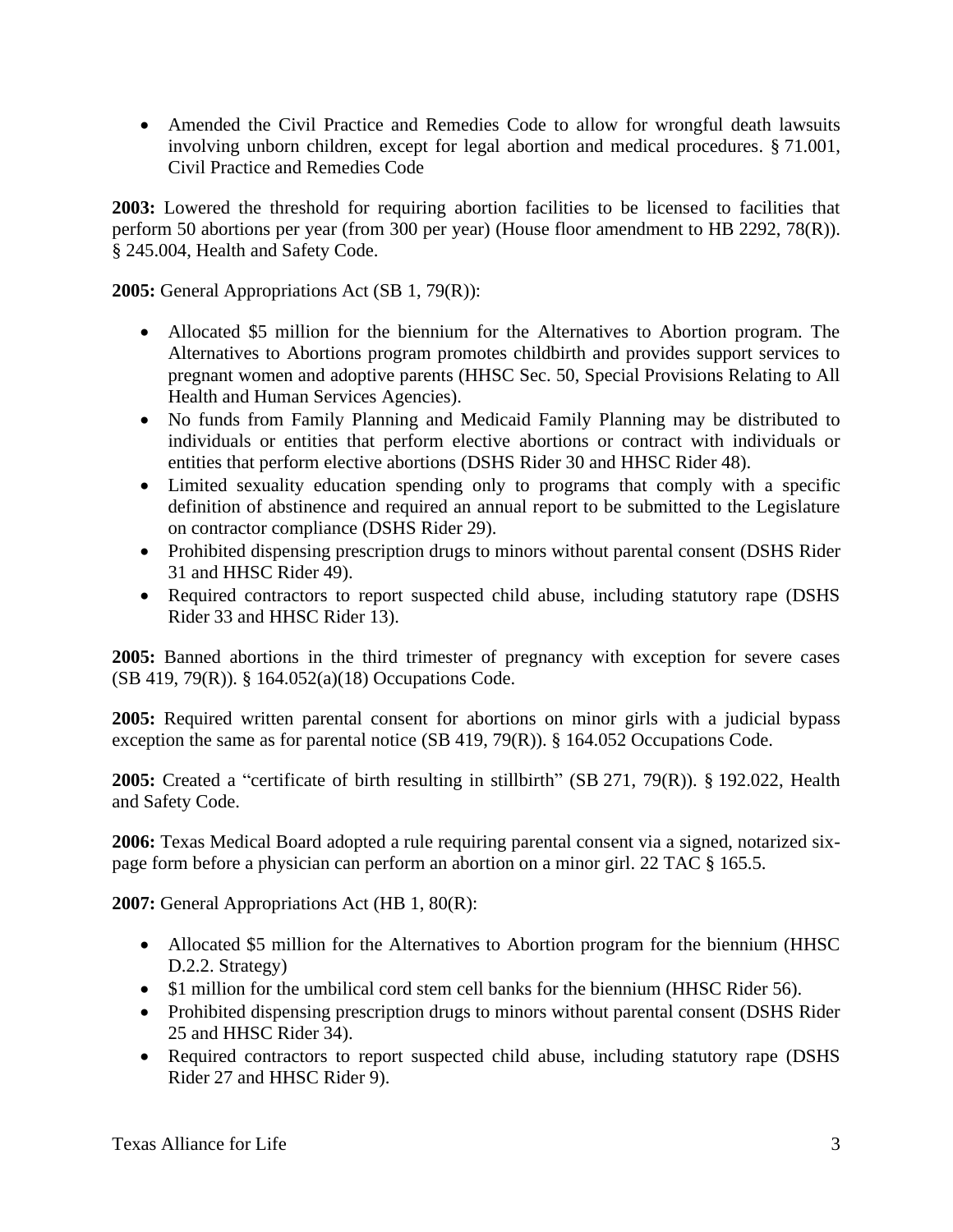- Amended the Civil Practice and Remedies Code to allow for wrongful death lawsuits involving unborn children, except for legal abortion and medical procedures. § 71.001, Civil Practice and Remedies Code

**2003:** Lowered the threshold for requiring abortion facilities to be licensed to facilities that perform 50 abortions per year (from 300 per year) (House floor amendment to HB 2292, 78(R)). § 245.004, Health and Safety Code.

**2005:** General Appropriations Act (SB 1, 79(R)):

- Allocated $5 million for the biennium for the Alternatives to Abortion program. The Alternatives to Abortions program promotes childbirth and provides support services to pregnant women and adoptive parents (HHSC Sec. 50, Special Provisions Relating to All Health and Human Services Agencies).
- No funds from Family Planning and Medicaid Family Planning may be distributed to individuals or entities that perform elective abortions or contract with individuals or entities that perform elective abortions (DSHS Rider 30 and HHSC Rider 48).
- Limited sexuality education spending only to programs that comply with a specific definition of abstinence and required an annual report to be submitted to the Legislature on contractor compliance (DSHS Rider 29).
- Prohibited dispensing prescription drugs to minors without parental consent (DSHS Rider 31 and HHSC Rider 49).
- Required contractors to report suspected child abuse, including statutory rape (DSHS Rider 33 and HHSC Rider 13).

**2005:** Banned abortions in the third trimester of pregnancy with exception for severe cases (SB 419, 79(R)). § 164.052(a)(18) Occupations Code.

**2005:** Required written parental consent for abortions on minor girls with a judicial bypass exception the same as for parental notice (SB 419, 79(R)). § 164.052 Occupations Code.

**2005:** Created a "certificate of birth resulting in stillbirth" (SB 271, 79(R)). § 192.022, Health and Safety Code.

**2006:** Texas Medical Board adopted a rule requiring parental consent via a signed, notarized six-page form before a physician can perform an abortion on a minor girl. 22 TAC § 165.5.

**2007:** General Appropriations Act (HB 1, 80(R):

- Allocated $5 million for the Alternatives to Abortion program for the biennium (HHSC D.2.2. Strategy)
- $1 million for the umbilical cord stem cell banks for the biennium (HHSC Rider 56).
- Prohibited dispensing prescription drugs to minors without parental consent (DSHS Rider 25 and HHSC Rider 34).
- Required contractors to report suspected child abuse, including statutory rape (DSHS Rider 27 and HHSC Rider 9).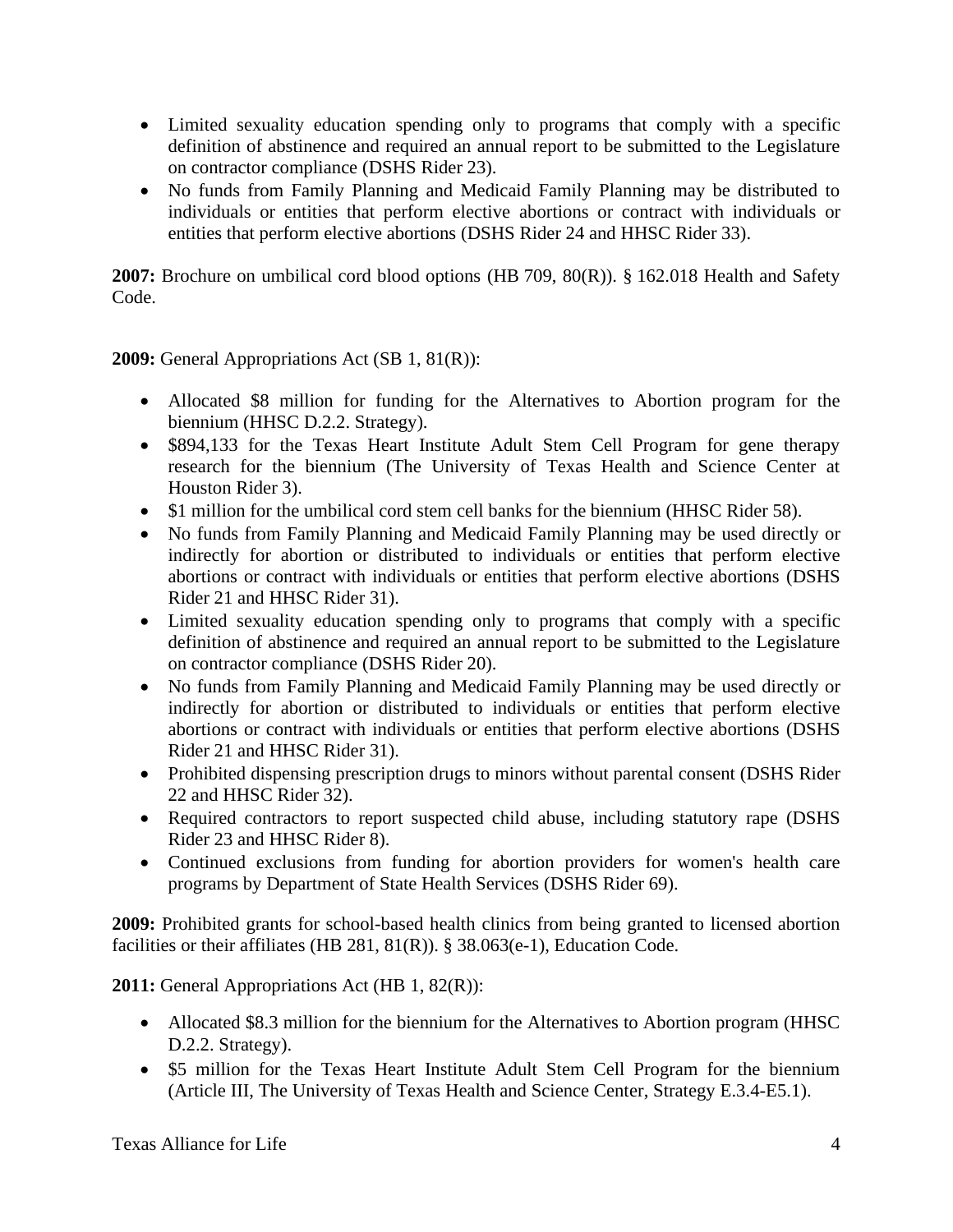- Limited sexuality education spending only to programs that comply with a specific definition of abstinence and required an annual report to be submitted to the Legislature on contractor compliance (DSHS Rider 23).
- No funds from Family Planning and Medicaid Family Planning may be distributed to individuals or entities that perform elective abortions or contract with individuals or entities that perform elective abortions (DSHS Rider 24 and HHSC Rider 33).

**2007:** Brochure on umbilical cord blood options (HB 709, 80(R)). § 162.018 Health and Safety Code.

**2009:** General Appropriations Act (SB 1, 81(R)):

- Allocated $8 million for funding for the Alternatives to Abortion program for the biennium (HHSC D.2.2. Strategy).
- $894,133 for the Texas Heart Institute Adult Stem Cell Program for gene therapy research for the biennium (The University of Texas Health and Science Center at Houston Rider 3).
- $1 million for the umbilical cord stem cell banks for the biennium (HHSC Rider 58).
- No funds from Family Planning and Medicaid Family Planning may be used directly or indirectly for abortion or distributed to individuals or entities that perform elective abortions or contract with individuals or entities that perform elective abortions (DSHS Rider 21 and HHSC Rider 31).
- Limited sexuality education spending only to programs that comply with a specific definition of abstinence and required an annual report to be submitted to the Legislature on contractor compliance (DSHS Rider 20).
- No funds from Family Planning and Medicaid Family Planning may be used directly or indirectly for abortion or distributed to individuals or entities that perform elective abortions or contract with individuals or entities that perform elective abortions (DSHS Rider 21 and HHSC Rider 31).
- Prohibited dispensing prescription drugs to minors without parental consent (DSHS Rider 22 and HHSC Rider 32).
- Required contractors to report suspected child abuse, including statutory rape (DSHS Rider 23 and HHSC Rider 8).
- Continued exclusions from funding for abortion providers for women's health care programs by Department of State Health Services (DSHS Rider 69).

**2009:** Prohibited grants for school-based health clinics from being granted to licensed abortion facilities or their affiliates (HB 281, 81(R)). § 38.063(e-1), Education Code.

**2011:** General Appropriations Act (HB 1, 82(R)):

- Allocated $8.3 million for the biennium for the Alternatives to Abortion program (HHSC D.2.2. Strategy).
- $5 million for the Texas Heart Institute Adult Stem Cell Program for the biennium (Article III, The University of Texas Health and Science Center, Strategy E.3.4-E5.1).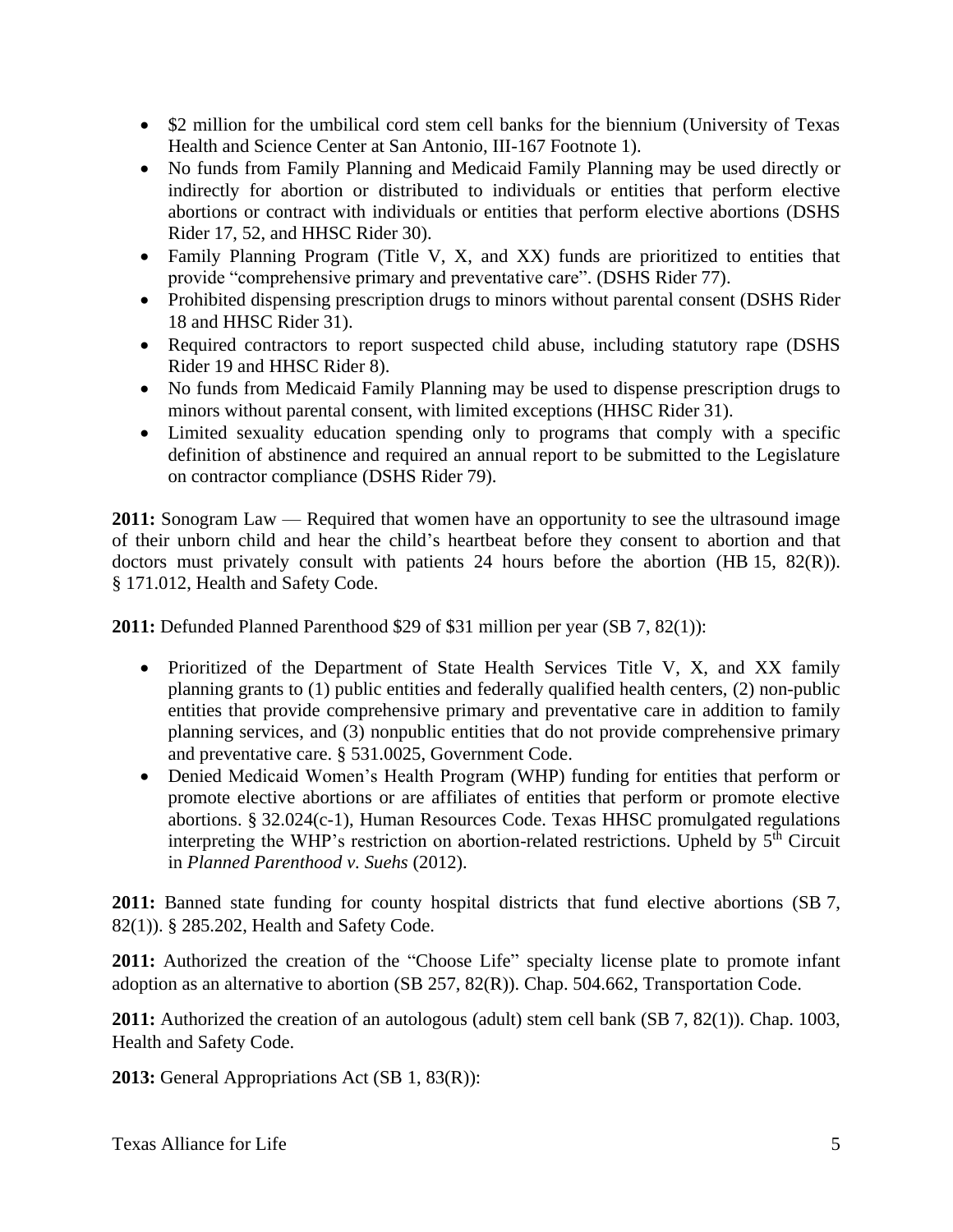- $2 million for the umbilical cord stem cell banks for the biennium (University of Texas Health and Science Center at San Antonio, III-167 Footnote 1).
- No funds from Family Planning and Medicaid Family Planning may be used directly or indirectly for abortion or distributed to individuals or entities that perform elective abortions or contract with individuals or entities that perform elective abortions (DSHS Rider 17, 52, and HHSC Rider 30).
- Family Planning Program (Title V, X, and XX) funds are prioritized to entities that provide "comprehensive primary and preventative care". (DSHS Rider 77).
- Prohibited dispensing prescription drugs to minors without parental consent (DSHS Rider 18 and HHSC Rider 31).
- Required contractors to report suspected child abuse, including statutory rape (DSHS Rider 19 and HHSC Rider 8).
- No funds from Medicaid Family Planning may be used to dispense prescription drugs to minors without parental consent, with limited exceptions (HHSC Rider 31).
- Limited sexuality education spending only to programs that comply with a specific definition of abstinence and required an annual report to be submitted to the Legislature on contractor compliance (DSHS Rider 79).

**2011:** Sonogram Law — Required that women have an opportunity to see the ultrasound image of their unborn child and hear the child's heartbeat before they consent to abortion and that doctors must privately consult with patients 24 hours before the abortion (HB 15, 82(R)). § 171.012, Health and Safety Code.

**2011:** Defunded Planned Parenthood $29 of $31 million per year (SB 7, 82(1)):

- Prioritized of the Department of State Health Services Title V, X, and XX family planning grants to (1) public entities and federally qualified health centers, (2) non-public entities that provide comprehensive primary and preventative care in addition to family planning services, and (3) nonpublic entities that do not provide comprehensive primary and preventative care. § 531.0025, Government Code.
- Denied Medicaid Women's Health Program (WHP) funding for entities that perform or promote elective abortions or are affiliates of entities that perform or promote elective abortions. § 32.024(c-1), Human Resources Code. Texas HHSC promulgated regulations interpreting the WHP's restriction on abortion-related restrictions. Upheld by 5th Circuit in *Planned Parenthood v. Suehs* (2012).

**2011:** Banned state funding for county hospital districts that fund elective abortions (SB 7, 82(1)). § 285.202, Health and Safety Code.

**2011:** Authorized the creation of the "Choose Life" specialty license plate to promote infant adoption as an alternative to abortion (SB 257, 82(R)). Chap. 504.662, Transportation Code.

**2011:** Authorized the creation of an autologous (adult) stem cell bank (SB 7, 82(1)). Chap. 1003, Health and Safety Code.

**2013:** General Appropriations Act (SB 1, 83(R)):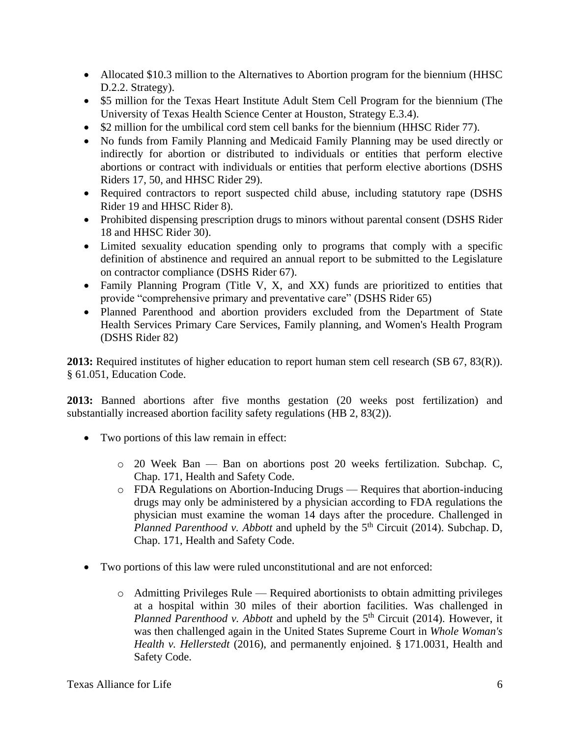- Allocated \$10.3 million to the Alternatives to Abortion program for the biennium (HHSC D.2.2. Strategy).
- \$5 million for the Texas Heart Institute Adult Stem Cell Program for the biennium (The University of Texas Health Science Center at Houston, Strategy E.3.4).
- \$2 million for the umbilical cord stem cell banks for the biennium (HHSC Rider 77).
- No funds from Family Planning and Medicaid Family Planning may be used directly or indirectly for abortion or distributed to individuals or entities that perform elective abortions or contract with individuals or entities that perform elective abortions (DSHS Riders 17, 50, and HHSC Rider 29).
- Required contractors to report suspected child abuse, including statutory rape (DSHS Rider 19 and HHSC Rider 8).
- Prohibited dispensing prescription drugs to minors without parental consent (DSHS Rider 18 and HHSC Rider 30).
- Limited sexuality education spending only to programs that comply with a specific definition of abstinence and required an annual report to be submitted to the Legislature on contractor compliance (DSHS Rider 67).
- Family Planning Program (Title V, X, and XX) funds are prioritized to entities that provide "comprehensive primary and preventative care" (DSHS Rider 65)
- Planned Parenthood and abortion providers excluded from the Department of State Health Services Primary Care Services, Family planning, and Women's Health Program (DSHS Rider 82)

**2013:** Required institutes of higher education to report human stem cell research (SB 67, 83(R)). § 61.051, Education Code.

**2013:** Banned abortions after five months gestation (20 weeks post fertilization) and substantially increased abortion facility safety regulations (HB 2, 83(2)).

- Two portions of this law remain in effect:
  - 20 Week Ban — Ban on abortions post 20 weeks fertilization. Subchap. C, Chap. 171, Health and Safety Code.
  - FDA Regulations on Abortion-Inducing Drugs — Requires that abortion-inducing drugs may only be administered by a physician according to FDA regulations the physician must examine the woman 14 days after the procedure. Challenged in *Planned Parenthood v. Abbott* and upheld by the 5th Circuit (2014). Subchap. D, Chap. 171, Health and Safety Code.
- Two portions of this law were ruled unconstitutional and are not enforced:
  - Admitting Privileges Rule — Required abortionists to obtain admitting privileges at a hospital within 30 miles of their abortion facilities. Was challenged in *Planned Parenthood v. Abbott* and upheld by the 5th Circuit (2014). However, it was then challenged again in the United States Supreme Court in *Whole Woman's Health v. Hellerstedt* (2016), and permanently enjoined. § 171.0031, Health and Safety Code.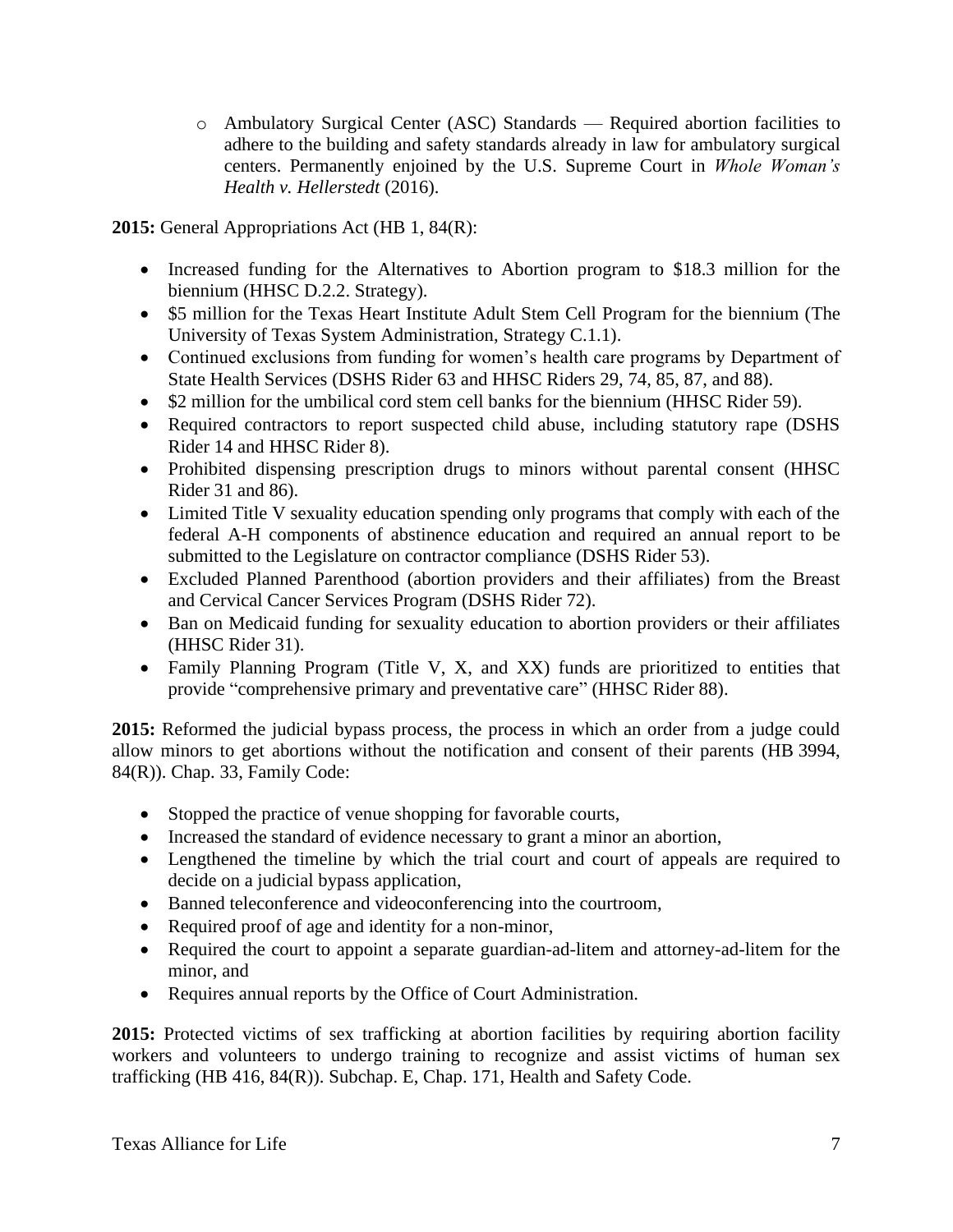- Ambulatory Surgical Center (ASC) Standards — Required abortion facilities to adhere to the building and safety standards already in law for ambulatory surgical centers. Permanently enjoined by the U.S. Supreme Court in *Whole Woman's Health v. Hellerstedt* (2016).

**2015:** General Appropriations Act (HB 1, 84(R):

- Increased funding for the Alternatives to Abortion program to $18.3 million for the biennium (HHSC D.2.2. Strategy).
- $5 million for the Texas Heart Institute Adult Stem Cell Program for the biennium (The University of Texas System Administration, Strategy C.1.1).
- Continued exclusions from funding for women's health care programs by Department of State Health Services (DSHS Rider 63 and HHSC Riders 29, 74, 85, 87, and 88).
- $2 million for the umbilical cord stem cell banks for the biennium (HHSC Rider 59).
- Required contractors to report suspected child abuse, including statutory rape (DSHS Rider 14 and HHSC Rider 8).
- Prohibited dispensing prescription drugs to minors without parental consent (HHSC Rider 31 and 86).
- Limited Title V sexuality education spending only programs that comply with each of the federal A-H components of abstinence education and required an annual report to be submitted to the Legislature on contractor compliance (DSHS Rider 53).
- Excluded Planned Parenthood (abortion providers and their affiliates) from the Breast and Cervical Cancer Services Program (DSHS Rider 72).
- Ban on Medicaid funding for sexuality education to abortion providers or their affiliates (HHSC Rider 31).
- Family Planning Program (Title V, X, and XX) funds are prioritized to entities that provide "comprehensive primary and preventative care" (HHSC Rider 88).

**2015:** Reformed the judicial bypass process, the process in which an order from a judge could allow minors to get abortions without the notification and consent of their parents (HB 3994, 84(R)). Chap. 33, Family Code:

- Stopped the practice of venue shopping for favorable courts,
- Increased the standard of evidence necessary to grant a minor an abortion,
- Lengthened the timeline by which the trial court and court of appeals are required to decide on a judicial bypass application,
- Banned teleconference and videoconferencing into the courtroom,
- Required proof of age and identity for a non-minor,
- Required the court to appoint a separate guardian-ad-litem and attorney-ad-litem for the minor, and
- Requires annual reports by the Office of Court Administration.

**2015:** Protected victims of sex trafficking at abortion facilities by requiring abortion facility workers and volunteers to undergo training to recognize and assist victims of human sex trafficking (HB 416, 84(R)). Subchap. E, Chap. 171, Health and Safety Code.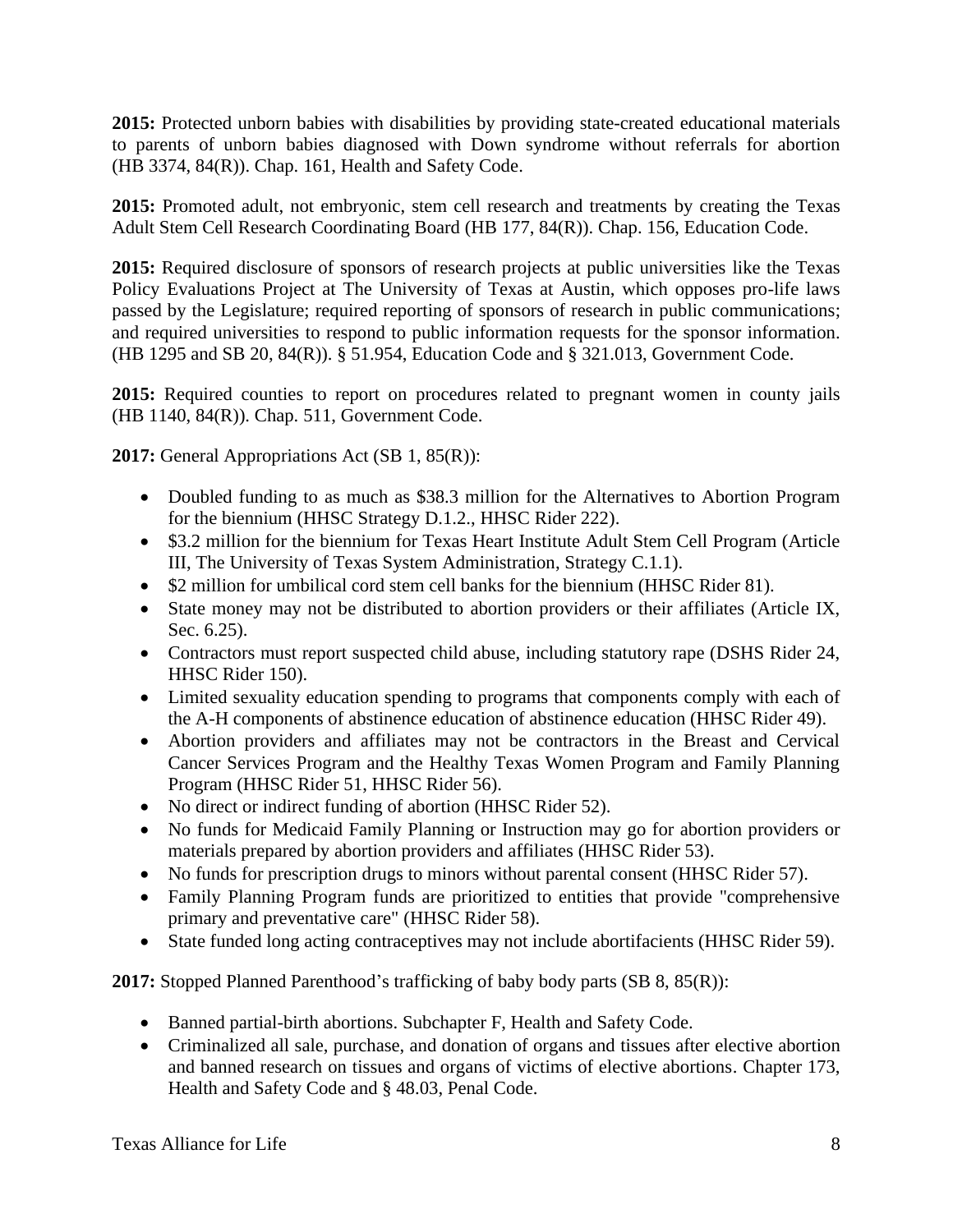**2015:** Protected unborn babies with disabilities by providing state-created educational materials to parents of unborn babies diagnosed with Down syndrome without referrals for abortion (HB 3374, 84(R)). Chap. 161, Health and Safety Code.

**2015:** Promoted adult, not embryonic, stem cell research and treatments by creating the Texas Adult Stem Cell Research Coordinating Board (HB 177, 84(R)). Chap. 156, Education Code.

**2015:** Required disclosure of sponsors of research projects at public universities like the Texas Policy Evaluations Project at The University of Texas at Austin, which opposes pro-life laws passed by the Legislature; required reporting of sponsors of research in public communications; and required universities to respond to public information requests for the sponsor information. (HB 1295 and SB 20, 84(R)). § 51.954, Education Code and § 321.013, Government Code.

**2015:** Required counties to report on procedures related to pregnant women in county jails (HB 1140, 84(R)). Chap. 511, Government Code.

**2017:** General Appropriations Act (SB 1, 85(R)):

- Doubled funding to as much as $38.3 million for the Alternatives to Abortion Program for the biennium (HHSC Strategy D.1.2., HHSC Rider 222).
- $3.2 million for the biennium for Texas Heart Institute Adult Stem Cell Program (Article III, The University of Texas System Administration, Strategy C.1.1).
- $2 million for umbilical cord stem cell banks for the biennium (HHSC Rider 81).
- State money may not be distributed to abortion providers or their affiliates (Article IX, Sec. 6.25).
- Contractors must report suspected child abuse, including statutory rape (DSHS Rider 24, HHSC Rider 150).
- Limited sexuality education spending to programs that components comply with each of the A-H components of abstinence education of abstinence education (HHSC Rider 49).
- Abortion providers and affiliates may not be contractors in the Breast and Cervical Cancer Services Program and the Healthy Texas Women Program and Family Planning Program (HHSC Rider 51, HHSC Rider 56).
- No direct or indirect funding of abortion (HHSC Rider 52).
- No funds for Medicaid Family Planning or Instruction may go for abortion providers or materials prepared by abortion providers and affiliates (HHSC Rider 53).
- No funds for prescription drugs to minors without parental consent (HHSC Rider 57).
- Family Planning Program funds are prioritized to entities that provide "comprehensive primary and preventative care" (HHSC Rider 58).
- State funded long acting contraceptives may not include abortifacients (HHSC Rider 59).

**2017:** Stopped Planned Parenthood's trafficking of baby body parts (SB 8, 85(R)):

- Banned partial-birth abortions. Subchapter F, Health and Safety Code.
- Criminalized all sale, purchase, and donation of organs and tissues after elective abortion and banned research on tissues and organs of victims of elective abortions. Chapter 173, Health and Safety Code and § 48.03, Penal Code.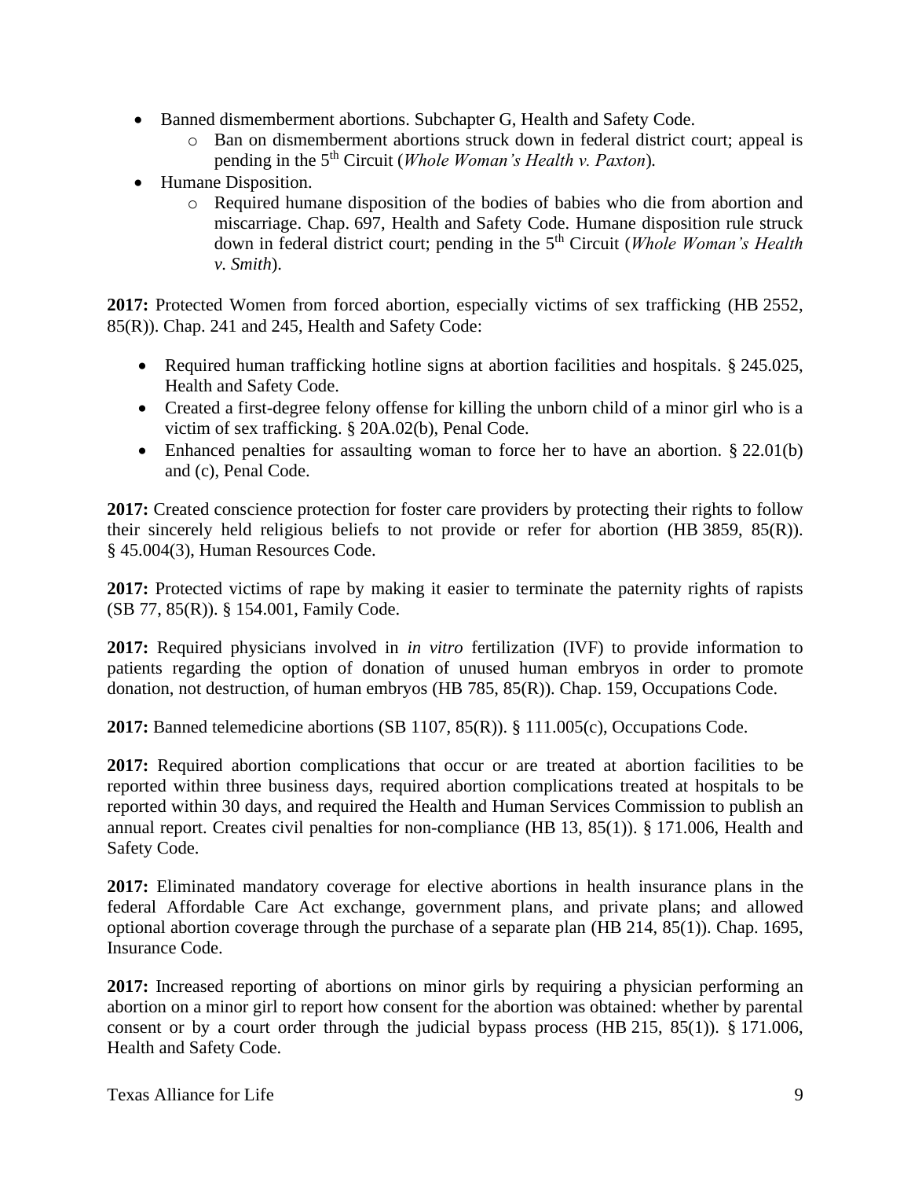- Banned dismemberment abortions. Subchapter G, Health and Safety Code.
  - Ban on dismemberment abortions struck down in federal district court; appeal is pending in the 5th Circuit (*Whole Woman's Health v. Paxton*).
- Humane Disposition.
  - Required humane disposition of the bodies of babies who die from abortion and miscarriage. Chap. 697, Health and Safety Code. Humane disposition rule struck down in federal district court; pending in the 5th Circuit (*Whole Woman's Health v. Smith*).

**2017:** Protected Women from forced abortion, especially victims of sex trafficking (HB 2552, 85(R)). Chap. 241 and 245, Health and Safety Code:

- Required human trafficking hotline signs at abortion facilities and hospitals. § 245.025, Health and Safety Code.
- Created a first-degree felony offense for killing the unborn child of a minor girl who is a victim of sex trafficking. § 20A.02(b), Penal Code.
- Enhanced penalties for assaulting woman to force her to have an abortion. § 22.01(b) and (c), Penal Code.

**2017:** Created conscience protection for foster care providers by protecting their rights to follow their sincerely held religious beliefs to not provide or refer for abortion (HB 3859, 85(R)). § 45.004(3), Human Resources Code.

**2017:** Protected victims of rape by making it easier to terminate the paternity rights of rapists (SB 77, 85(R)). § 154.001, Family Code.

**2017:** Required physicians involved in *in vitro* fertilization (IVF) to provide information to patients regarding the option of donation of unused human embryos in order to promote donation, not destruction, of human embryos (HB 785, 85(R)). Chap. 159, Occupations Code.

**2017:** Banned telemedicine abortions (SB 1107, 85(R)). § 111.005(c), Occupations Code.

**2017:** Required abortion complications that occur or are treated at abortion facilities to be reported within three business days, required abortion complications treated at hospitals to be reported within 30 days, and required the Health and Human Services Commission to publish an annual report. Creates civil penalties for non-compliance (HB 13, 85(1)). § 171.006, Health and Safety Code.

**2017:** Eliminated mandatory coverage for elective abortions in health insurance plans in the federal Affordable Care Act exchange, government plans, and private plans; and allowed optional abortion coverage through the purchase of a separate plan (HB 214, 85(1)). Chap. 1695, Insurance Code.

**2017:** Increased reporting of abortions on minor girls by requiring a physician performing an abortion on a minor girl to report how consent for the abortion was obtained: whether by parental consent or by a court order through the judicial bypass process (HB 215, 85(1)). § 171.006, Health and Safety Code.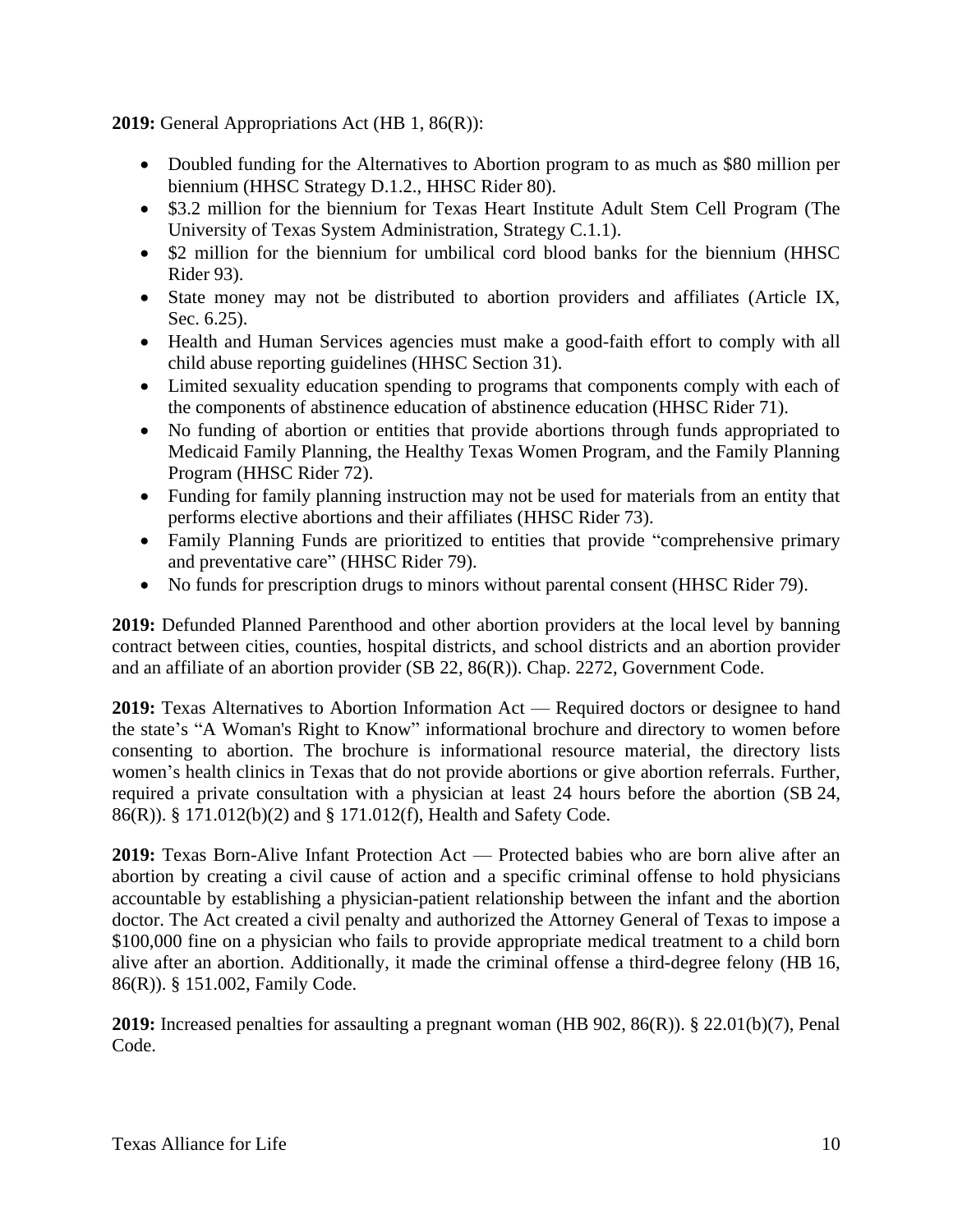**2019:** General Appropriations Act (HB 1, 86(R)):

- Doubled funding for the Alternatives to Abortion program to as much as $80 million per biennium (HHSC Strategy D.1.2., HHSC Rider 80).
- $3.2 million for the biennium for Texas Heart Institute Adult Stem Cell Program (The University of Texas System Administration, Strategy C.1.1).
- $2 million for the biennium for umbilical cord blood banks for the biennium (HHSC Rider 93).
- State money may not be distributed to abortion providers and affiliates (Article IX, Sec. 6.25).
- Health and Human Services agencies must make a good-faith effort to comply with all child abuse reporting guidelines (HHSC Section 31).
- Limited sexuality education spending to programs that components comply with each of the components of abstinence education of abstinence education (HHSC Rider 71).
- No funding of abortion or entities that provide abortions through funds appropriated to Medicaid Family Planning, the Healthy Texas Women Program, and the Family Planning Program (HHSC Rider 72).
- Funding for family planning instruction may not be used for materials from an entity that performs elective abortions and their affiliates (HHSC Rider 73).
- Family Planning Funds are prioritized to entities that provide "comprehensive primary and preventative care" (HHSC Rider 79).
- No funds for prescription drugs to minors without parental consent (HHSC Rider 79).

**2019:** Defunded Planned Parenthood and other abortion providers at the local level by banning contract between cities, counties, hospital districts, and school districts and an abortion provider and an affiliate of an abortion provider (SB 22, 86(R)). Chap. 2272, Government Code.

**2019:** Texas Alternatives to Abortion Information Act — Required doctors or designee to hand the state's "A Woman's Right to Know" informational brochure and directory to women before consenting to abortion. The brochure is informational resource material, the directory lists women's health clinics in Texas that do not provide abortions or give abortion referrals. Further, required a private consultation with a physician at least 24 hours before the abortion (SB 24, 86(R)). § 171.012(b)(2) and § 171.012(f), Health and Safety Code.

**2019:** Texas Born-Alive Infant Protection Act — Protected babies who are born alive after an abortion by creating a civil cause of action and a specific criminal offense to hold physicians accountable by establishing a physician-patient relationship between the infant and the abortion doctor. The Act created a civil penalty and authorized the Attorney General of Texas to impose a $100,000 fine on a physician who fails to provide appropriate medical treatment to a child born alive after an abortion. Additionally, it made the criminal offense a third-degree felony (HB 16, 86(R)). § 151.002, Family Code.

**2019:** Increased penalties for assaulting a pregnant woman (HB 902, 86(R)). § 22.01(b)(7), Penal Code.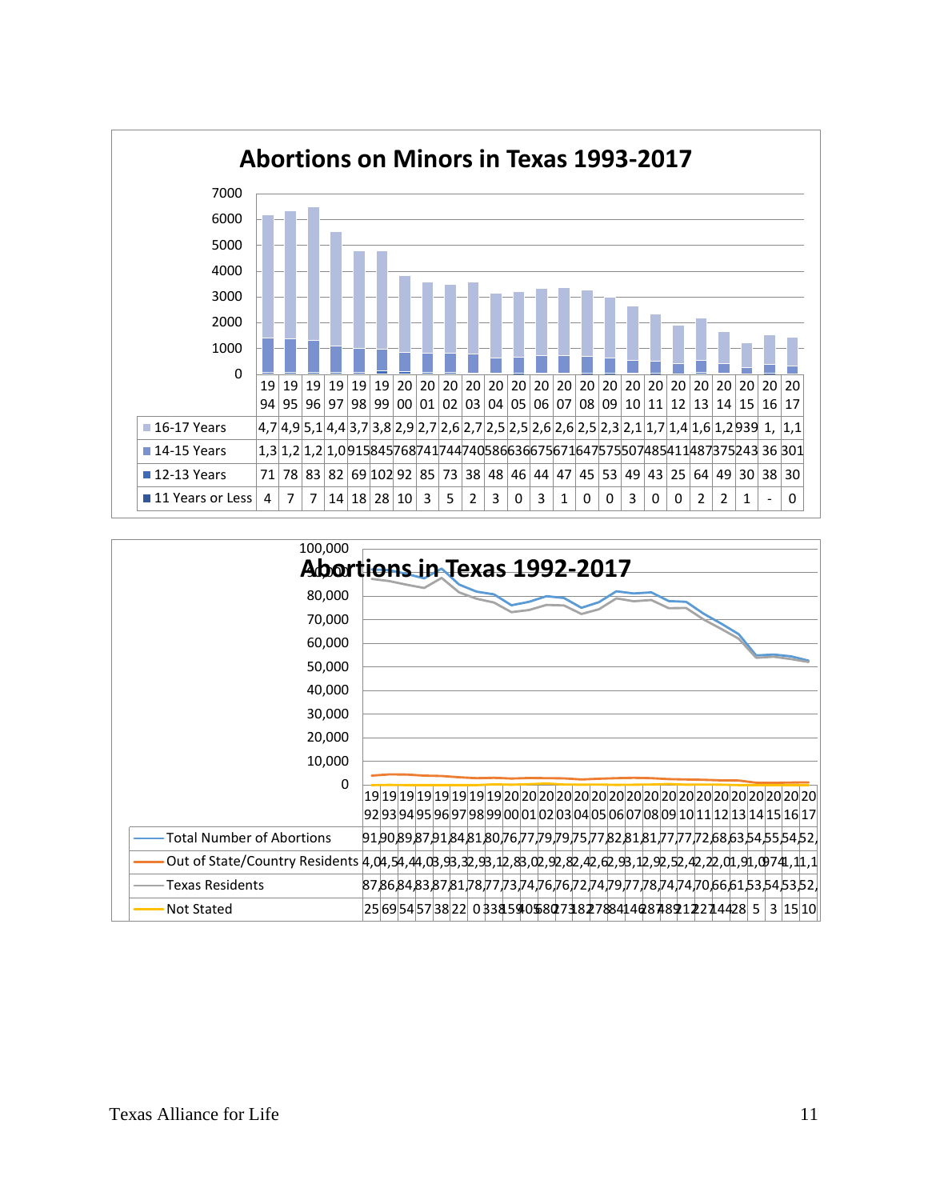# Abortions on Minors in Texas 1993-2017

| | 1994 | 1995 | 1996 | 1997 | 1998 | 1999 | 2000 | 2001 | 2002 | 2003 | 2004 | 2005 | 2006 | 2007 | 2008 | 2009 | 2010 | 2011 | 2012 | 2013 | 2014 | 2015 | 2016 | 2017 |
|---|---|---|---|---|---|---|---|---|---|---|---|---|---|---|---|---|---|---|---|---|---|---|---|---|
| 16-17 Years | 4,7 | 4,9 | 5,1 | 4,4 | 3,7 | 3,8 | 2,9 | 2,7 | 2,6 | 2,7 | 2,5 | 2,5 | 2,6 | 2,6 | 2,5 | 2,3 | 2,1 | 1,7 | 1,4 | 1,6 | 1,2 | 939 | 1, | 1,1 |
| 14-15 Years | 1,3 | 1,2 | 1,2 | 1,0 | 915 | 845 | 768 | 741 | 744 | 740 | 586 | 636 | 675 | 671 | 647 | 575 | 507 | 485 | 411 | 487 | 375 | 243 | 36 | 301 |
| 12-13 Years | 71 | 78 | 83 | 82 | 69 | 102 | 92 | 85 | 73 | 38 | 48 | 46 | 44 | 47 | 45 | 53 | 49 | 43 | 25 | 64 | 49 | 30 | 38 | 30 |
| 11 Years or Less | 4 | 7 | 7 | 14 | 18 | 28 | 10 | 3 | 5 | 2 | 3 | 0 | 3 | 1 | 0 | 0 | 3 | 0 | 0 | 2 | 2 | 1 | - | 0 |

# Abortions in Texas 1992-2017

| | 1992 | 1993 | 1994 | 1995 | 1996 | 1997 | 1998 | 1999 | 2000 | 2001 | 2002 | 2003 | 2004 | 2005 | 2006 | 2007 | 2008 | 2009 | 2010 | 2011 | 2012 | 2013 | 2014 | 2015 | 2016 | 2017 |
|---|---|---|---|---|---|---|---|---|---|---|---|---|---|---|---|---|---|---|---|---|---|---|---|---|---|---|
| Total Number of Abortions | 91, | 90, | 89, | 87, | 91, | 84, | 81, | 80, | 76, | 77, | 79, | 79, | 75, | 77, | 82, | 81, | 81, | 77, | 77, | 72, | 68, | 63, | 54, | 55, | 54, | 52, |
| Out of State/Country Residents | 4,0 | 4,5 | 4,4 | 4,0 | 3,9 | 3,3 | 2,9 | 3,1 | 2,8 | 3,0 | 2,9 | 2,8 | 2,4 | 2,6 | 2,9 | 3,1 | 2,9 | 2,5 | 2,4 | 2,2 | 2,0 | 1,9 | 1,0 | 974 | 1,1 | 1,1 |
| Texas Residents | 87, | 86, | 84, | 83, | 87, | 81, | 78, | 77, | 73, | 74, | 76, | 76, | 72, | 74, | 79, | 77, | 78, | 74, | 74, | 70, | 66, | 61, | 53, | 54, | 53, | 52, |
| Not Stated | 25 | 69 | 54 | 57 | 38 | 22 | 0 | 33 | 81 | 59 | 40 | 56 | 80 | 27 | 31 | 82 | 78 | 84 | 14 | 68 | 74 | 89 | 21 | 22 | 21 | 44 | 28 | 5 | 3 | 15 | 10 |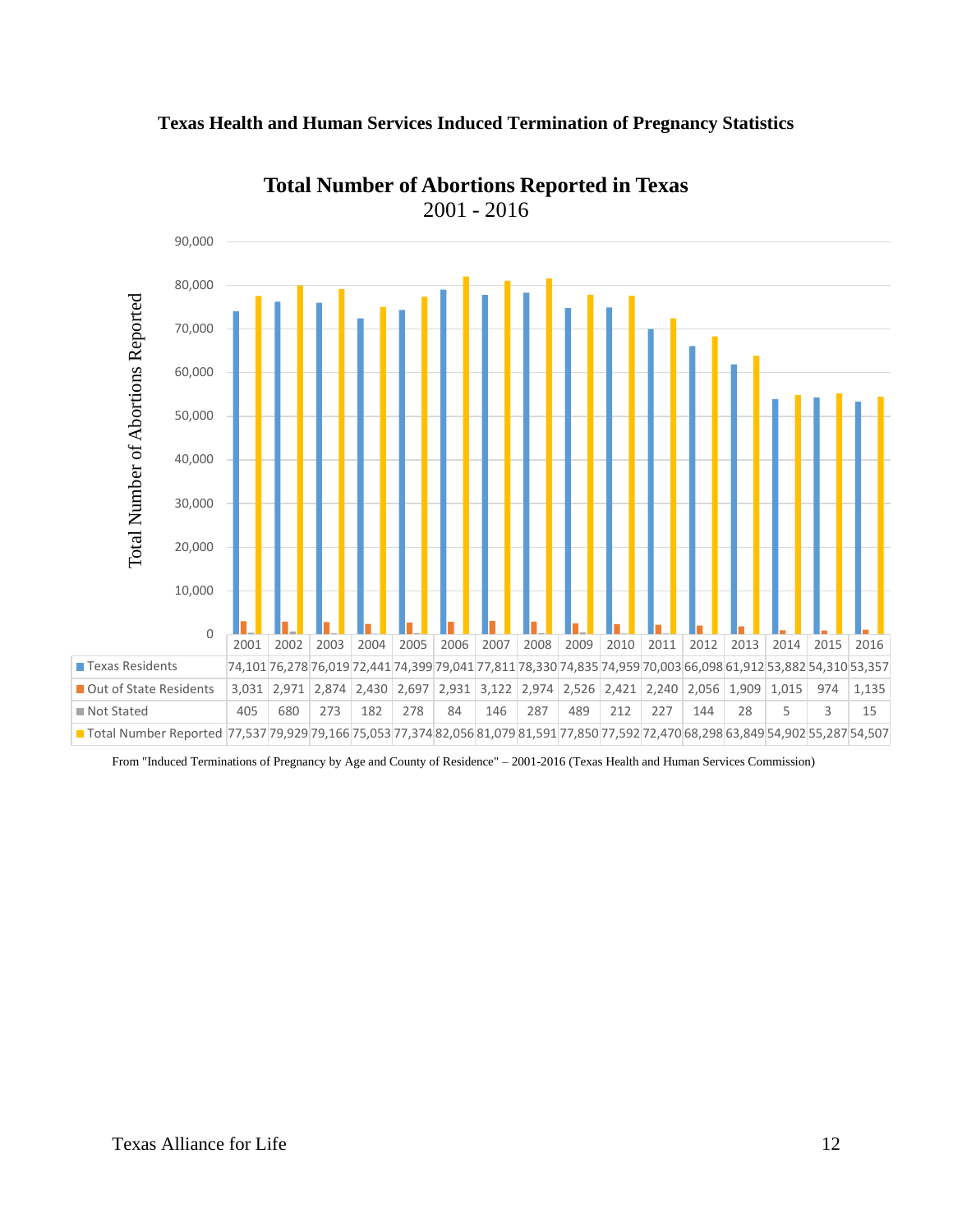**Texas Health and Human Services Induced Termination of Pregnancy Statistics**

**Total Number of Abortions Reported in Texas**
2001 - 2016

Total Number of Abortions Reported

90,000
80,000
70,000
60,000
50,000
40,000
30,000
20,000
10,000
0

| | 2001 | 2002 | 2003 | 2004 | 2005 | 2006 | 2007 | 2008 | 2009 | 2010 | 2011 | 2012 | 2013 | 2014 | 2015 | 2016 |
|---|---|---|---|---|---|---|---|---|---|---|---|---|---|---|---|---|
| Texas Residents | 74,101 | 76,278 | 76,019 | 72,441 | 74,399 | 79,041 | 77,811 | 78,330 | 74,835 | 74,959 | 70,003 | 66,098 | 61,912 | 53,882 | 54,310 | 53,357 |
| Out of State Residents | 3,031 | 2,971 | 2,874 | 2,430 | 2,697 | 2,931 | 3,122 | 2,974 | 2,526 | 2,421 | 2,240 | 2,056 | 1,909 | 1,015 | 974 | 1,135 |
| Not Stated | 405 | 680 | 273 | 182 | 278 | 84 | 146 | 287 | 489 | 212 | 227 | 144 | 28 | 5 | 3 | 15 |
| Total Number Reported | 77,537 | 79,929 | 79,166 | 75,053 | 77,374 | 82,056 | 81,079 | 81,591 | 77,850 | 77,592 | 72,470 | 68,298 | 63,849 | 54,902 | 55,287 | 54,507 |

From "Induced Terminations of Pregnancy by Age and County of Residence" – 2001-2016 (Texas Health and Human Services Commission)